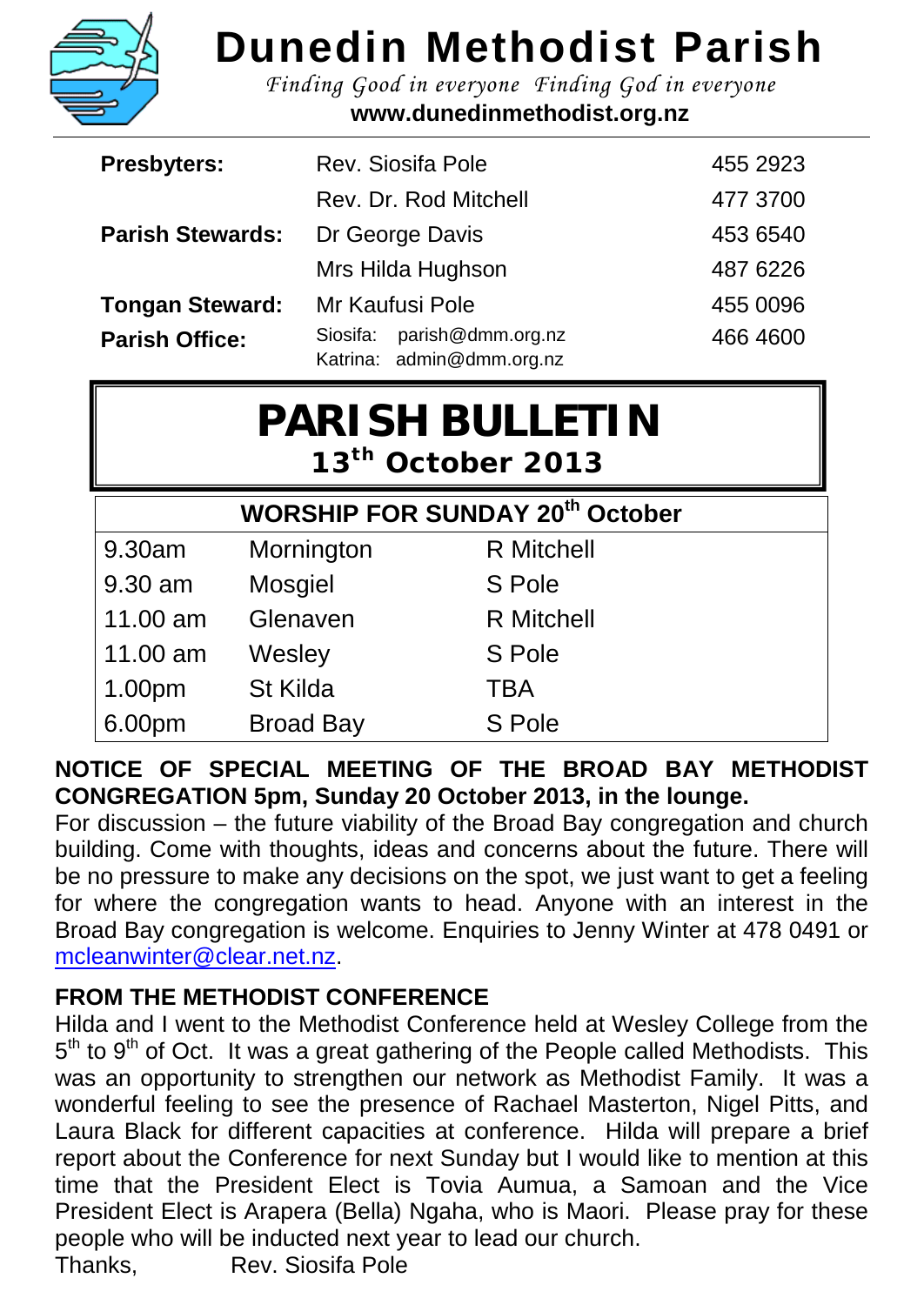# Dunedin Methodist Parish

*Finding Good in everyone Finding God in everyone*

**www.dunedinmethodist.org.nz**

| | | |
|---|---|---|
| **Presbyters:** | Rev. Siosifa Pole | 455 2923 |
| | Rev. Dr. Rod Mitchell | 477 3700 |
| **Parish Stewards:** | Dr George Davis | 453 6540 |
| | Mrs Hilda Hughson | 487 6226 |
| **Tongan Steward:** | Mr Kaufusi Pole | 455 0096 |
| **Parish Office:** | Siosifa: parish@dmm.org.nz<br>Katrina: admin@dmm.org.nz | 466 4600 |

## PARISH BULLETIN

### 13th October 2013

| WORSHIP FOR SUNDAY 20th October | | |
|---|---|---|
| 9.30am | Mornington | R Mitchell |
| 9.30 am | Mosgiel | S Pole |
| 11.00 am | Glenaven | R Mitchell |
| 11.00 am | Wesley | S Pole |
| 1.00pm | St Kilda | TBA |
| 6.00pm | Broad Bay | S Pole |

**NOTICE OF SPECIAL MEETING OF THE BROAD BAY METHODIST CONGREGATION 5pm, Sunday 20 October 2013, in the lounge.**

For discussion – the future viability of the Broad Bay congregation and church building. Come with thoughts, ideas and concerns about the future. There will be no pressure to make any decisions on the spot, we just want to get a feeling for where the congregation wants to head. Anyone with an interest in the Broad Bay congregation is welcome. Enquiries to Jenny Winter at 478 0491 or mcleanwinter@clear.net.nz.

**FROM THE METHODIST CONFERENCE**

Hilda and I went to the Methodist Conference held at Wesley College from the 5th to 9th of Oct. It was a great gathering of the People called Methodists. This was an opportunity to strengthen our network as Methodist Family. It was a wonderful feeling to see the presence of Rachael Masterton, Nigel Pitts, and Laura Black for different capacities at conference. Hilda will prepare a brief report about the Conference for next Sunday but I would like to mention at this time that the President Elect is Tovia Aumua, a Samoan and the Vice President Elect is Arapera (Bella) Ngaha, who is Maori. Please pray for these people who will be inducted next year to lead our church.

Thanks, Rev. Siosifa Pole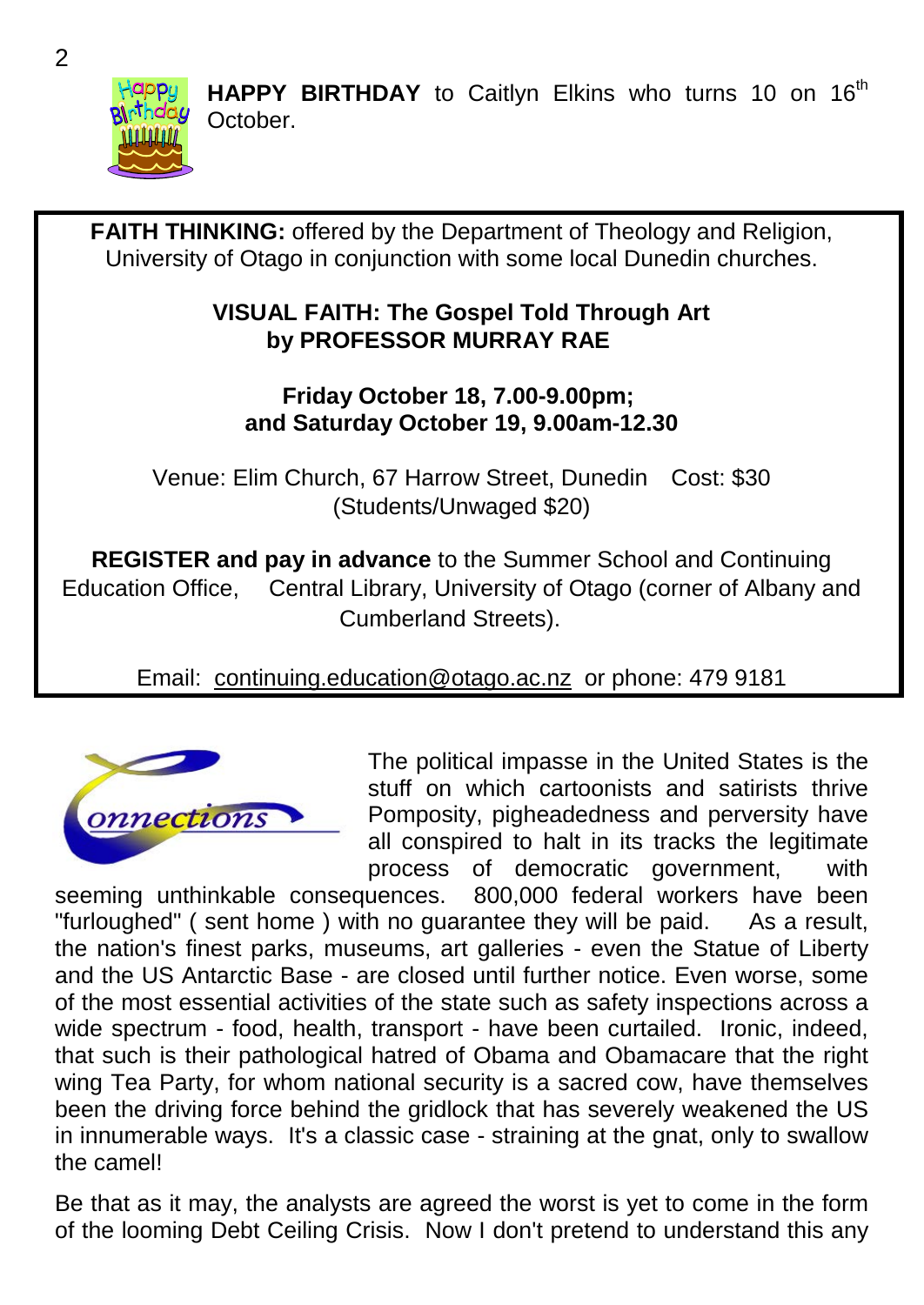**HAPPY BIRTHDAY** to Caitlyn Elkins who turns 10 on 16th October.

**FAITH THINKING:** offered by the Department of Theology and Religion, University of Otago in conjunction with some local Dunedin churches.

**VISUAL FAITH: The Gospel Told Through Art**
**by PROFESSOR MURRAY RAE**

**Friday October 18, 7.00-9.00pm;**
**and Saturday October 19, 9.00am-12.30**

Venue: Elim Church, 67 Harrow Street, Dunedin Cost: $30 (Students/Unwaged $20)

**REGISTER and pay in advance** to the Summer School and Continuing Education Office, Central Library, University of Otago (corner of Albany and Cumberland Streets).

Email: continuing.education@otago.ac.nz or phone: 479 9181

*Connections*

The political impasse in the United States is the stuff on which cartoonists and satirists thrive Pomposity, pigheadedness and perversity have all conspired to halt in its tracks the legitimate process of democratic government, with seeming unthinkable consequences. 800,000 federal workers have been "furloughed" ( sent home ) with no guarantee they will be paid. As a result, the nation's finest parks, museums, art galleries - even the Statue of Liberty and the US Antarctic Base - are closed until further notice. Even worse, some of the most essential activities of the state such as safety inspections across a wide spectrum - food, health, transport - have been curtailed. Ironic, indeed, that such is their pathological hatred of Obama and Obamacare that the right wing Tea Party, for whom national security is a sacred cow, have themselves been the driving force behind the gridlock that has severely weakened the US in innumerable ways. It's a classic case - straining at the gnat, only to swallow the camel!

Be that as it may, the analysts are agreed the worst is yet to come in the form of the looming Debt Ceiling Crisis. Now I don't pretend to understand this any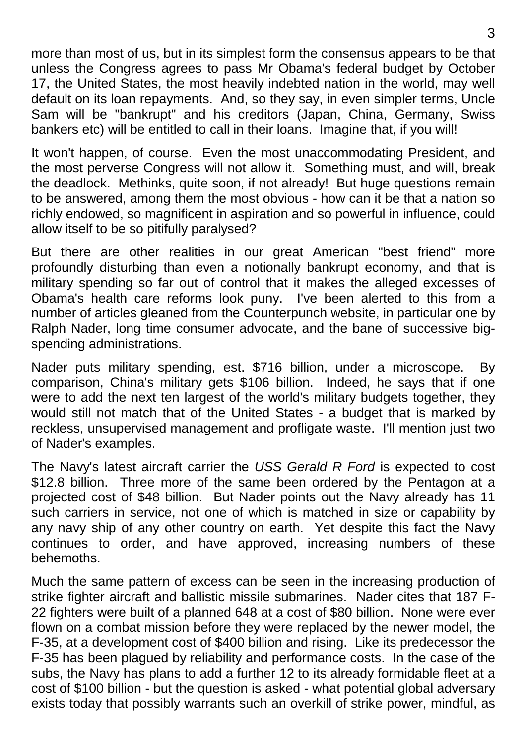more than most of us, but in its simplest form the consensus appears to be that unless the Congress agrees to pass Mr Obama's federal budget by October 17, the United States, the most heavily indebted nation in the world, may well default on its loan repayments. And, so they say, in even simpler terms, Uncle Sam will be "bankrupt" and his creditors (Japan, China, Germany, Swiss bankers etc) will be entitled to call in their loans. Imagine that, if you will!

It won't happen, of course. Even the most unaccommodating President, and the most perverse Congress will not allow it. Something must, and will, break the deadlock. Methinks, quite soon, if not already! But huge questions remain to be answered, among them the most obvious - how can it be that a nation so richly endowed, so magnificent in aspiration and so powerful in influence, could allow itself to be so pitifully paralysed?

But there are other realities in our great American "best friend" more profoundly disturbing than even a notionally bankrupt economy, and that is military spending so far out of control that it makes the alleged excesses of Obama's health care reforms look puny. I've been alerted to this from a number of articles gleaned from the Counterpunch website, in particular one by Ralph Nader, long time consumer advocate, and the bane of successive big-spending administrations.

Nader puts military spending, est. $716 billion, under a microscope. By comparison, China's military gets $106 billion. Indeed, he says that if one were to add the next ten largest of the world's military budgets together, they would still not match that of the United States - a budget that is marked by reckless, unsupervised management and profligate waste. I'll mention just two of Nader's examples.

The Navy's latest aircraft carrier the *USS Gerald R Ford* is expected to cost $12.8 billion. Three more of the same been ordered by the Pentagon at a projected cost of $48 billion. But Nader points out the Navy already has 11 such carriers in service, not one of which is matched in size or capability by any navy ship of any other country on earth. Yet despite this fact the Navy continues to order, and have approved, increasing numbers of these behemoths.

Much the same pattern of excess can be seen in the increasing production of strike fighter aircraft and ballistic missile submarines. Nader cites that 187 F-22 fighters were built of a planned 648 at a cost of $80 billion. None were ever flown on a combat mission before they were replaced by the newer model, the F-35, at a development cost of $400 billion and rising. Like its predecessor the F-35 has been plagued by reliability and performance costs. In the case of the subs, the Navy has plans to add a further 12 to its already formidable fleet at a cost of $100 billion - but the question is asked - what potential global adversary exists today that possibly warrants such an overkill of strike power, mindful, as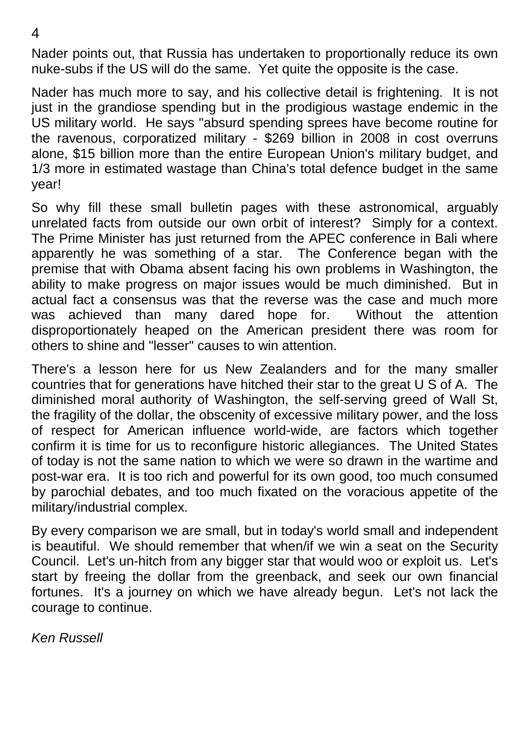Nader points out, that Russia has undertaken to proportionally reduce its own nuke-subs if the US will do the same. Yet quite the opposite is the case.

Nader has much more to say, and his collective detail is frightening. It is not just in the grandiose spending but in the prodigious wastage endemic in the US military world. He says "absurd spending sprees have become routine for the ravenous, corporatized military - $269 billion in 2008 in cost overruns alone, $15 billion more than the entire European Union's military budget, and 1/3 more in estimated wastage than China's total defence budget in the same year!

So why fill these small bulletin pages with these astronomical, arguably unrelated facts from outside our own orbit of interest? Simply for a context. The Prime Minister has just returned from the APEC conference in Bali where apparently he was something of a star. The Conference began with the premise that with Obama absent facing his own problems in Washington, the ability to make progress on major issues would be much diminished. But in actual fact a consensus was that the reverse was the case and much more was achieved than many dared hope for. Without the attention disproportionately heaped on the American president there was room for others to shine and "lesser" causes to win attention.

There's a lesson here for us New Zealanders and for the many smaller countries that for generations have hitched their star to the great U S of A. The diminished moral authority of Washington, the self-serving greed of Wall St, the fragility of the dollar, the obscenity of excessive military power, and the loss of respect for American influence world-wide, are factors which together confirm it is time for us to reconfigure historic allegiances. The United States of today is not the same nation to which we were so drawn in the wartime and post-war era. It is too rich and powerful for its own good, too much consumed by parochial debates, and too much fixated on the voracious appetite of the military/industrial complex.

By every comparison we are small, but in today's world small and independent is beautiful. We should remember that when/if we win a seat on the Security Council. Let's un-hitch from any bigger star that would woo or exploit us. Let's start by freeing the dollar from the greenback, and seek our own financial fortunes. It's a journey on which we have already begun. Let's not lack the courage to continue.

*Ken Russell*